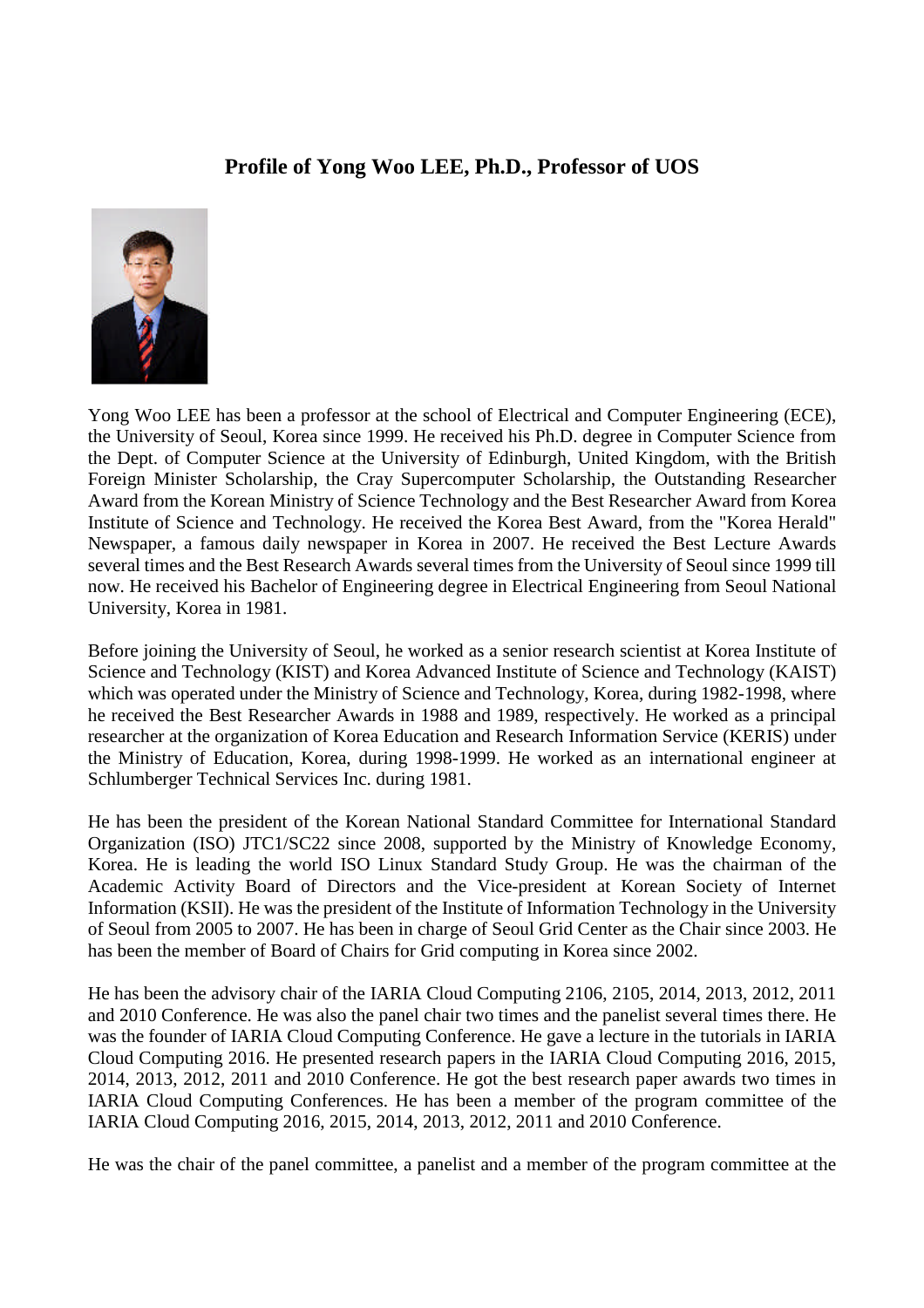# Profile of Yong Woo LEE, Ph.D., Professor of UOS

Yong Woo LEE has been a professor at the school of Electrical and Computer Engineering (ECE), the University of Seoul, Korea since 1999. He received his Ph.D. degree in Computer Science from the Dept. of Computer Science at the University of Edinburgh, United Kingdom, with the British Foreign Minister Scholarship, the Cray Supercomputer Scholarship, the Outstanding Researcher Award from the Korean Ministry of Science Technology and the Best Researcher Award from Korea Institute of Science and Technology. He received the Korea Best Award, from the "Korea Herald" Newspaper, a famous daily newspaper in Korea in 2007. He received the Best Lecture Awards several times and the Best Research Awards several times from the University of Seoul since 1999 till now. He received his Bachelor of Engineering degree in Electrical Engineering from Seoul National University, Korea in 1981.

Before joining the University of Seoul, he worked as a senior research scientist at Korea Institute of Science and Technology (KIST) and Korea Advanced Institute of Science and Technology (KAIST) which was operated under the Ministry of Science and Technology, Korea, during 1982-1998, where he received the Best Researcher Awards in 1988 and 1989, respectively. He worked as a principal researcher at the organization of Korea Education and Research Information Service (KERIS) under the Ministry of Education, Korea, during 1998-1999. He worked as an international engineer at Schlumberger Technical Services Inc. during 1981.

He has been the president of the Korean National Standard Committee for International Standard Organization (ISO) JTC1/SC22 since 2008, supported by the Ministry of Knowledge Economy, Korea. He is leading the world ISO Linux Standard Study Group. He was the chairman of the Academic Activity Board of Directors and the Vice-president at Korean Society of Internet Information (KSII). He was the president of the Institute of Information Technology in the University of Seoul from 2005 to 2007. He has been in charge of Seoul Grid Center as the Chair since 2003. He has been the member of Board of Chairs for Grid computing in Korea since 2002.

He has been the advisory chair of the IARIA Cloud Computing 2106, 2105, 2014, 2013, 2012, 2011 and 2010 Conference. He was also the panel chair two times and the panelist several times there. He was the founder of IARIA Cloud Computing Conference. He gave a lecture in the tutorials in IARIA Cloud Computing 2016. He presented research papers in the IARIA Cloud Computing 2016, 2015, 2014, 2013, 2012, 2011 and 2010 Conference. He got the best research paper awards two times in IARIA Cloud Computing Conferences. He has been a member of the program committee of the IARIA Cloud Computing 2016, 2015, 2014, 2013, 2012, 2011 and 2010 Conference.

He was the chair of the panel committee, a panelist and a member of the program committee at the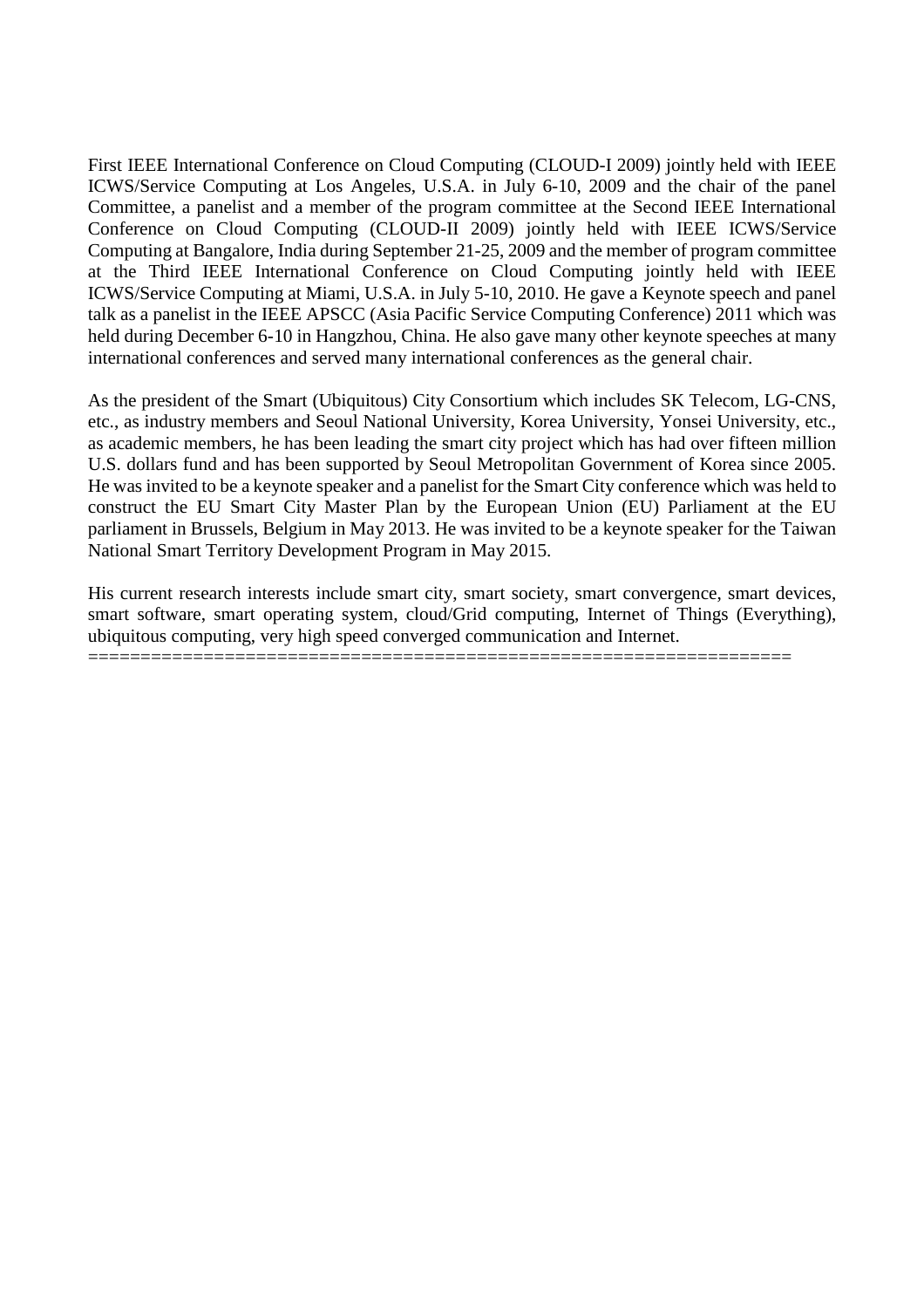First IEEE International Conference on Cloud Computing (CLOUD-I 2009) jointly held with IEEE ICWS/Service Computing at Los Angeles, U.S.A. in July 6-10, 2009 and the chair of the panel Committee, a panelist and a member of the program committee at the Second IEEE International Conference on Cloud Computing (CLOUD-II 2009) jointly held with IEEE ICWS/Service Computing at Bangalore, India during September 21-25, 2009 and the member of program committee at the Third IEEE International Conference on Cloud Computing jointly held with IEEE ICWS/Service Computing at Miami, U.S.A. in July 5-10, 2010. He gave a Keynote speech and panel talk as a panelist in the IEEE APSCC (Asia Pacific Service Computing Conference) 2011 which was held during December 6-10 in Hangzhou, China. He also gave many other keynote speeches at many international conferences and served many international conferences as the general chair.

As the president of the Smart (Ubiquitous) City Consortium which includes SK Telecom, LG-CNS, etc., as industry members and Seoul National University, Korea University, Yonsei University, etc., as academic members, he has been leading the smart city project which has had over fifteen million U.S. dollars fund and has been supported by Seoul Metropolitan Government of Korea since 2005. He was invited to be a keynote speaker and a panelist for the Smart City conference which was held to construct the EU Smart City Master Plan by the European Union (EU) Parliament at the EU parliament in Brussels, Belgium in May 2013. He was invited to be a keynote speaker for the Taiwan National Smart Territory Development Program in May 2015.

His current research interests include smart city, smart society, smart convergence, smart devices, smart software, smart operating system, cloud/Grid computing, Internet of Things (Everything), ubiquitous computing, very high speed converged communication and Internet.

===================================================================